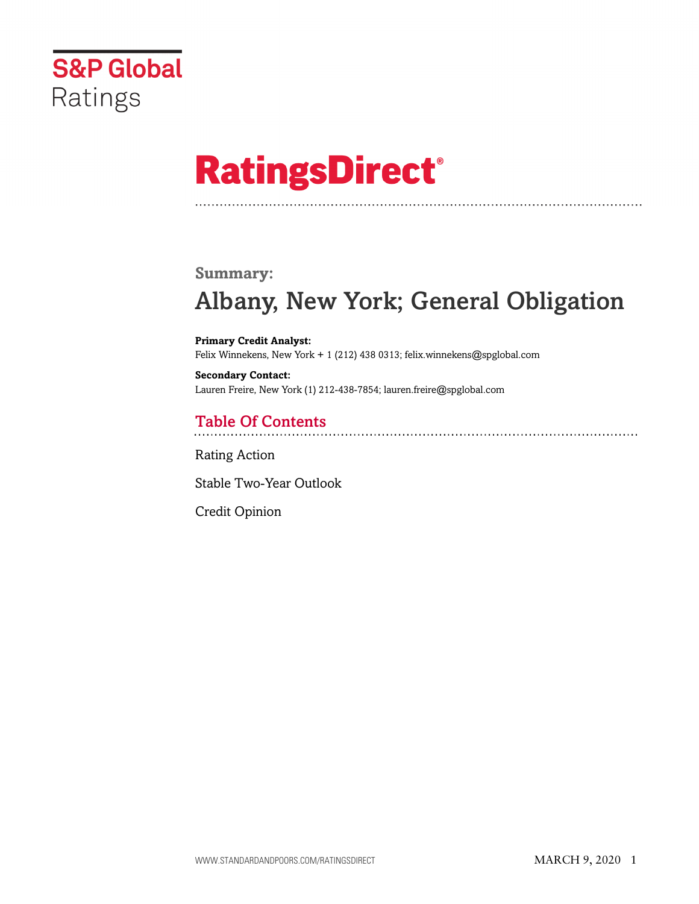S&P Global Ratings

# RatingsDirect®

## Summary:

# Albany, New York; General Obligation

**Primary Credit Analyst:**
Felix Winnekens, New York + 1 (212) 438 0313; felix.winnekens@spglobal.com

**Secondary Contact:**
Lauren Freire, New York (1) 212-438-7854; lauren.freire@spglobal.com

## Table Of Contents

Rating Action

Stable Two-Year Outlook

Credit Opinion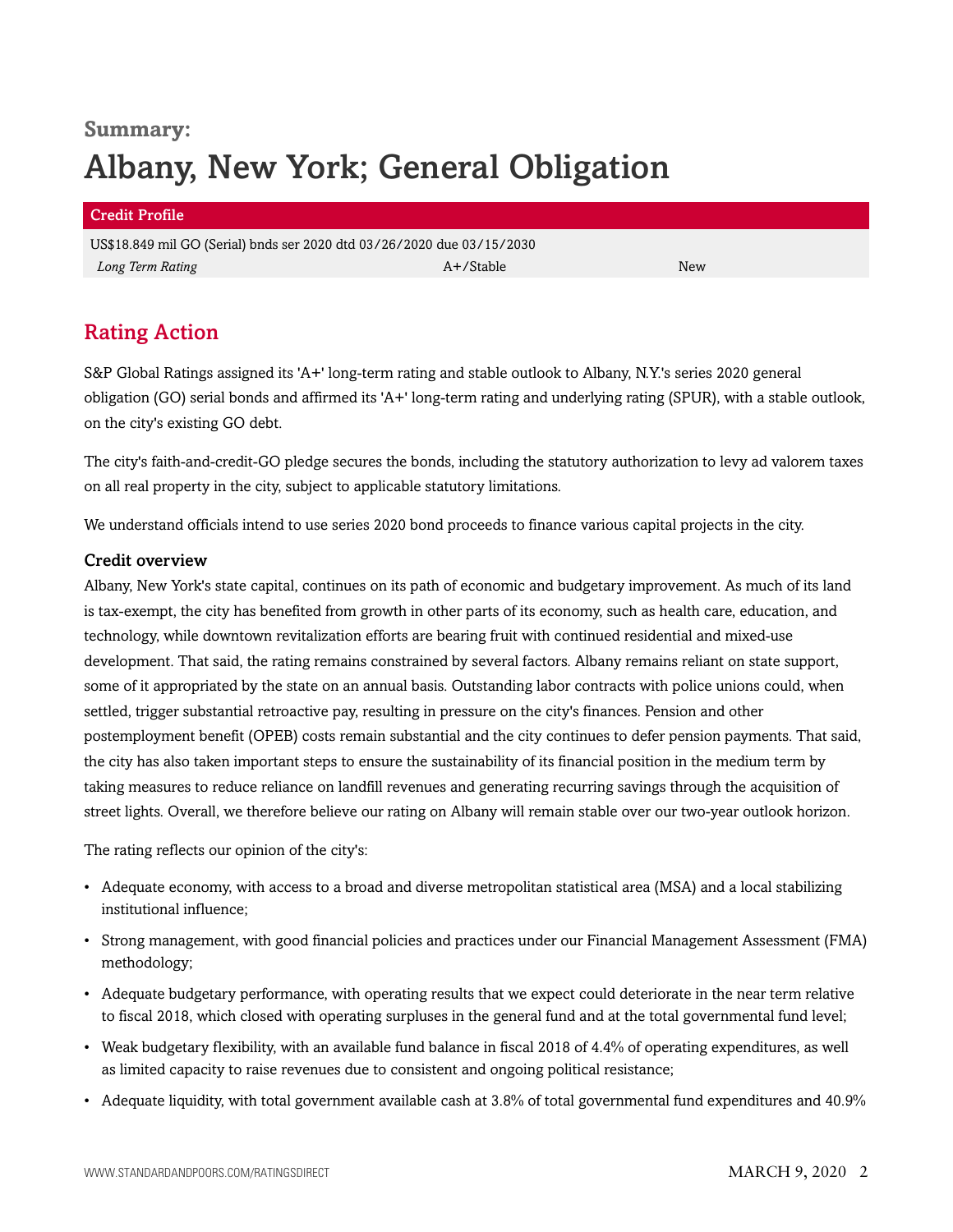**Summary:**

# Albany, New York; General Obligation

| Credit Profile | | |
|---|---|---|
| US$18.849 mil GO (Serial) bnds ser 2020 dtd 03/26/2020 due 03/15/2030 | | |
| *Long Term Rating* | A+/Stable | New |

## Rating Action

S&P Global Ratings assigned its 'A+' long-term rating and stable outlook to Albany, N.Y.'s series 2020 general obligation (GO) serial bonds and affirmed its 'A+' long-term rating and underlying rating (SPUR), with a stable outlook, on the city's existing GO debt.

The city's faith-and-credit-GO pledge secures the bonds, including the statutory authorization to levy ad valorem taxes on all real property in the city, subject to applicable statutory limitations.

We understand officials intend to use series 2020 bond proceeds to finance various capital projects in the city.

### Credit overview

Albany, New York's state capital, continues on its path of economic and budgetary improvement. As much of its land is tax-exempt, the city has benefited from growth in other parts of its economy, such as health care, education, and technology, while downtown revitalization efforts are bearing fruit with continued residential and mixed-use development. That said, the rating remains constrained by several factors. Albany remains reliant on state support, some of it appropriated by the state on an annual basis. Outstanding labor contracts with police unions could, when settled, trigger substantial retroactive pay, resulting in pressure on the city's finances. Pension and other postemployment benefit (OPEB) costs remain substantial and the city continues to defer pension payments. That said, the city has also taken important steps to ensure the sustainability of its financial position in the medium term by taking measures to reduce reliance on landfill revenues and generating recurring savings through the acquisition of street lights. Overall, we therefore believe our rating on Albany will remain stable over our two-year outlook horizon.

The rating reflects our opinion of the city's:

- Adequate economy, with access to a broad and diverse metropolitan statistical area (MSA) and a local stabilizing institutional influence;
- Strong management, with good financial policies and practices under our Financial Management Assessment (FMA) methodology;
- Adequate budgetary performance, with operating results that we expect could deteriorate in the near term relative to fiscal 2018, which closed with operating surpluses in the general fund and at the total governmental fund level;
- Weak budgetary flexibility, with an available fund balance in fiscal 2018 of 4.4% of operating expenditures, as well as limited capacity to raise revenues due to consistent and ongoing political resistance;
- Adequate liquidity, with total government available cash at 3.8% of total governmental fund expenditures and 40.9%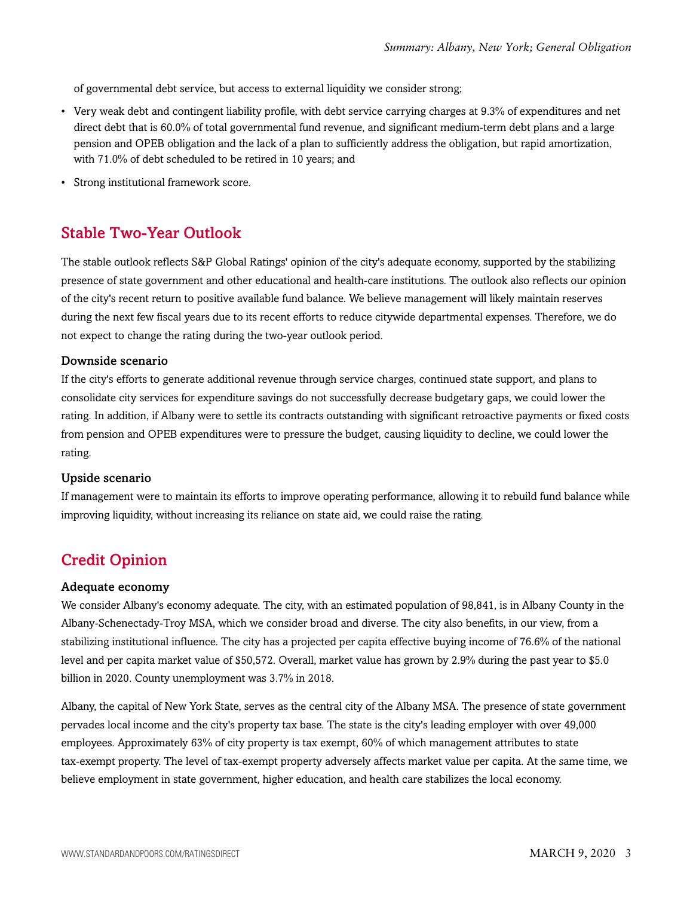of governmental debt service, but access to external liquidity we consider strong;

- Very weak debt and contingent liability profile, with debt service carrying charges at 9.3% of expenditures and net direct debt that is 60.0% of total governmental fund revenue, and significant medium-term debt plans and a large pension and OPEB obligation and the lack of a plan to sufficiently address the obligation, but rapid amortization, with 71.0% of debt scheduled to be retired in 10 years; and
- Strong institutional framework score.

## Stable Two-Year Outlook

The stable outlook reflects S&P Global Ratings' opinion of the city's adequate economy, supported by the stabilizing presence of state government and other educational and health-care institutions. The outlook also reflects our opinion of the city's recent return to positive available fund balance. We believe management will likely maintain reserves during the next few fiscal years due to its recent efforts to reduce citywide departmental expenses. Therefore, we do not expect to change the rating during the two-year outlook period.

### Downside scenario

If the city's efforts to generate additional revenue through service charges, continued state support, and plans to consolidate city services for expenditure savings do not successfully decrease budgetary gaps, we could lower the rating. In addition, if Albany were to settle its contracts outstanding with significant retroactive payments or fixed costs from pension and OPEB expenditures were to pressure the budget, causing liquidity to decline, we could lower the rating.

### Upside scenario

If management were to maintain its efforts to improve operating performance, allowing it to rebuild fund balance while improving liquidity, without increasing its reliance on state aid, we could raise the rating.

## Credit Opinion

### Adequate economy

We consider Albany's economy adequate. The city, with an estimated population of 98,841, is in Albany County in the Albany-Schenectady-Troy MSA, which we consider broad and diverse. The city also benefits, in our view, from a stabilizing institutional influence. The city has a projected per capita effective buying income of 76.6% of the national level and per capita market value of $50,572. Overall, market value has grown by 2.9% during the past year to $5.0 billion in 2020. County unemployment was 3.7% in 2018.

Albany, the capital of New York State, serves as the central city of the Albany MSA. The presence of state government pervades local income and the city's property tax base. The state is the city's leading employer with over 49,000 employees. Approximately 63% of city property is tax exempt, 60% of which management attributes to state tax-exempt property. The level of tax-exempt property adversely affects market value per capita. At the same time, we believe employment in state government, higher education, and health care stabilizes the local economy.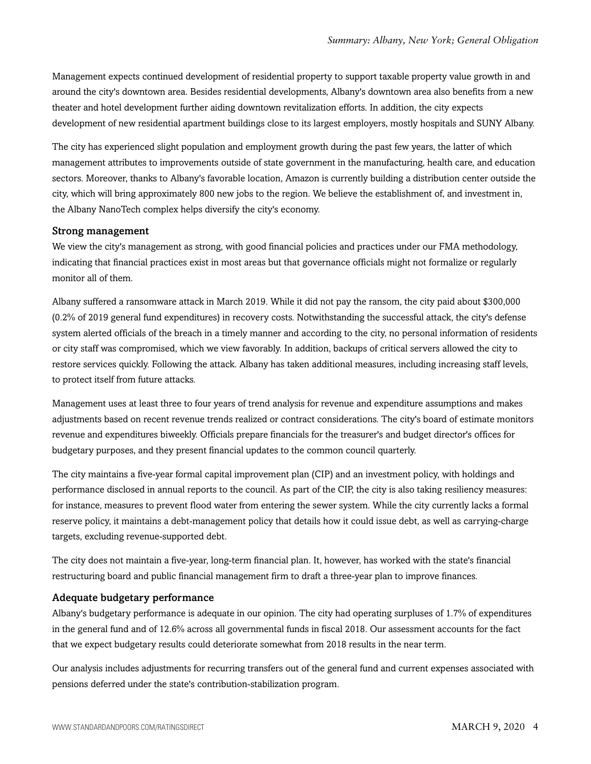Management expects continued development of residential property to support taxable property value growth in and around the city's downtown area. Besides residential developments, Albany's downtown area also benefits from a new theater and hotel development further aiding downtown revitalization efforts. In addition, the city expects development of new residential apartment buildings close to its largest employers, mostly hospitals and SUNY Albany.

The city has experienced slight population and employment growth during the past few years, the latter of which management attributes to improvements outside of state government in the manufacturing, health care, and education sectors. Moreover, thanks to Albany's favorable location, Amazon is currently building a distribution center outside the city, which will bring approximately 800 new jobs to the region. We believe the establishment of, and investment in, the Albany NanoTech complex helps diversify the city's economy.

### Strong management

We view the city's management as strong, with good financial policies and practices under our FMA methodology, indicating that financial practices exist in most areas but that governance officials might not formalize or regularly monitor all of them.

Albany suffered a ransomware attack in March 2019. While it did not pay the ransom, the city paid about $300,000 (0.2% of 2019 general fund expenditures) in recovery costs. Notwithstanding the successful attack, the city's defense system alerted officials of the breach in a timely manner and according to the city, no personal information of residents or city staff was compromised, which we view favorably. In addition, backups of critical servers allowed the city to restore services quickly. Following the attack. Albany has taken additional measures, including increasing staff levels, to protect itself from future attacks.

Management uses at least three to four years of trend analysis for revenue and expenditure assumptions and makes adjustments based on recent revenue trends realized or contract considerations. The city's board of estimate monitors revenue and expenditures biweekly. Officials prepare financials for the treasurer's and budget director's offices for budgetary purposes, and they present financial updates to the common council quarterly.

The city maintains a five-year formal capital improvement plan (CIP) and an investment policy, with holdings and performance disclosed in annual reports to the council. As part of the CIP, the city is also taking resiliency measures: for instance, measures to prevent flood water from entering the sewer system. While the city currently lacks a formal reserve policy, it maintains a debt-management policy that details how it could issue debt, as well as carrying-charge targets, excluding revenue-supported debt.

The city does not maintain a five-year, long-term financial plan. It, however, has worked with the state's financial restructuring board and public financial management firm to draft a three-year plan to improve finances.

### Adequate budgetary performance

Albany's budgetary performance is adequate in our opinion. The city had operating surpluses of 1.7% of expenditures in the general fund and of 12.6% across all governmental funds in fiscal 2018. Our assessment accounts for the fact that we expect budgetary results could deteriorate somewhat from 2018 results in the near term.

Our analysis includes adjustments for recurring transfers out of the general fund and current expenses associated with pensions deferred under the state's contribution-stabilization program.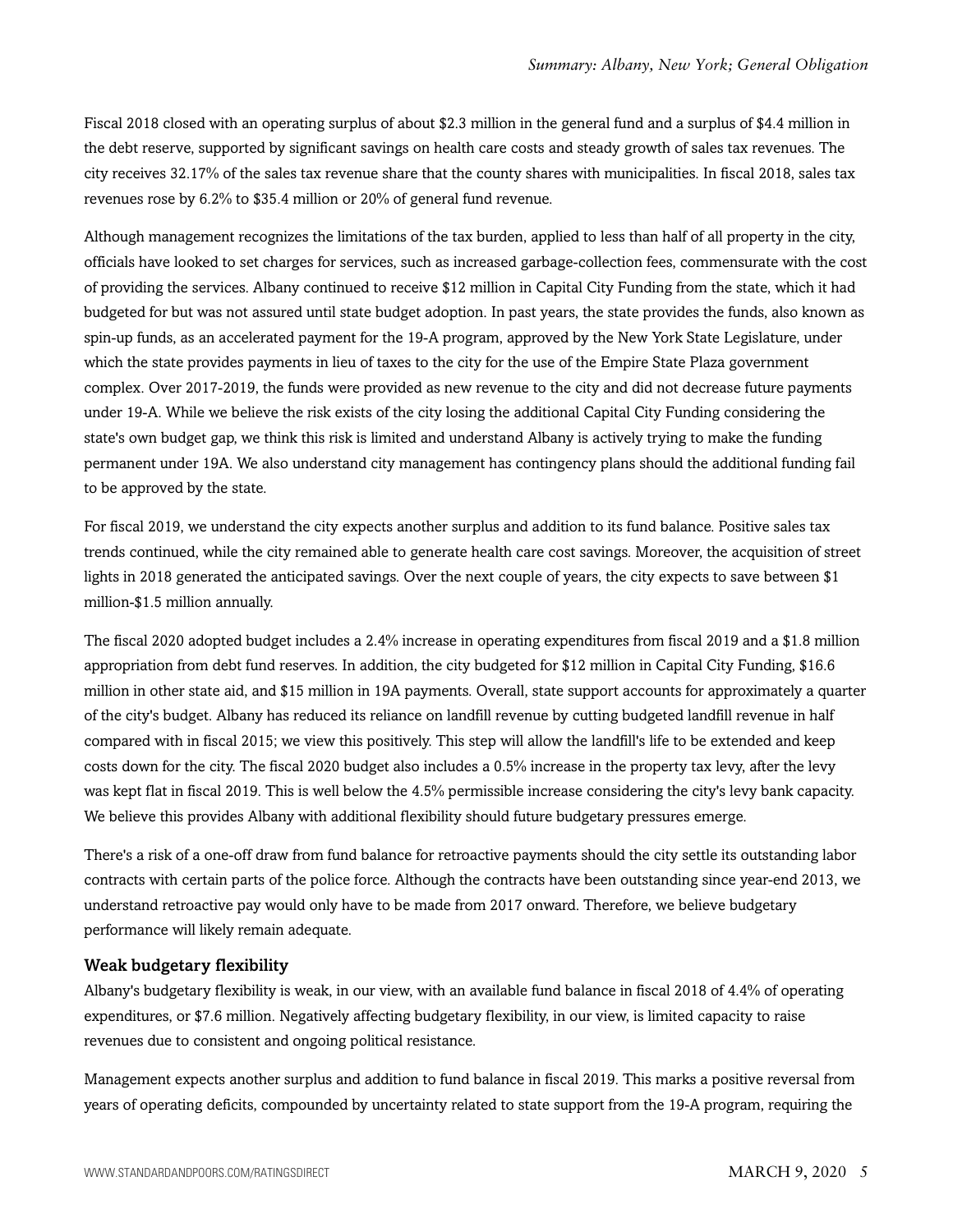Fiscal 2018 closed with an operating surplus of about $2.3 million in the general fund and a surplus of $4.4 million in the debt reserve, supported by significant savings on health care costs and steady growth of sales tax revenues. The city receives 32.17% of the sales tax revenue share that the county shares with municipalities. In fiscal 2018, sales tax revenues rose by 6.2% to $35.4 million or 20% of general fund revenue.

Although management recognizes the limitations of the tax burden, applied to less than half of all property in the city, officials have looked to set charges for services, such as increased garbage-collection fees, commensurate with the cost of providing the services. Albany continued to receive $12 million in Capital City Funding from the state, which it had budgeted for but was not assured until state budget adoption. In past years, the state provides the funds, also known as spin-up funds, as an accelerated payment for the 19-A program, approved by the New York State Legislature, under which the state provides payments in lieu of taxes to the city for the use of the Empire State Plaza government complex. Over 2017-2019, the funds were provided as new revenue to the city and did not decrease future payments under 19-A. While we believe the risk exists of the city losing the additional Capital City Funding considering the state's own budget gap, we think this risk is limited and understand Albany is actively trying to make the funding permanent under 19A. We also understand city management has contingency plans should the additional funding fail to be approved by the state.

For fiscal 2019, we understand the city expects another surplus and addition to its fund balance. Positive sales tax trends continued, while the city remained able to generate health care cost savings. Moreover, the acquisition of street lights in 2018 generated the anticipated savings. Over the next couple of years, the city expects to save between $1 million-$1.5 million annually.

The fiscal 2020 adopted budget includes a 2.4% increase in operating expenditures from fiscal 2019 and a $1.8 million appropriation from debt fund reserves. In addition, the city budgeted for $12 million in Capital City Funding, $16.6 million in other state aid, and $15 million in 19A payments. Overall, state support accounts for approximately a quarter of the city's budget. Albany has reduced its reliance on landfill revenue by cutting budgeted landfill revenue in half compared with in fiscal 2015; we view this positively. This step will allow the landfill's life to be extended and keep costs down for the city. The fiscal 2020 budget also includes a 0.5% increase in the property tax levy, after the levy was kept flat in fiscal 2019. This is well below the 4.5% permissible increase considering the city's levy bank capacity. We believe this provides Albany with additional flexibility should future budgetary pressures emerge.

There's a risk of a one-off draw from fund balance for retroactive payments should the city settle its outstanding labor contracts with certain parts of the police force. Although the contracts have been outstanding since year-end 2013, we understand retroactive pay would only have to be made from 2017 onward. Therefore, we believe budgetary performance will likely remain adequate.

### Weak budgetary flexibility

Albany's budgetary flexibility is weak, in our view, with an available fund balance in fiscal 2018 of 4.4% of operating expenditures, or $7.6 million. Negatively affecting budgetary flexibility, in our view, is limited capacity to raise revenues due to consistent and ongoing political resistance.

Management expects another surplus and addition to fund balance in fiscal 2019. This marks a positive reversal from years of operating deficits, compounded by uncertainty related to state support from the 19-A program, requiring the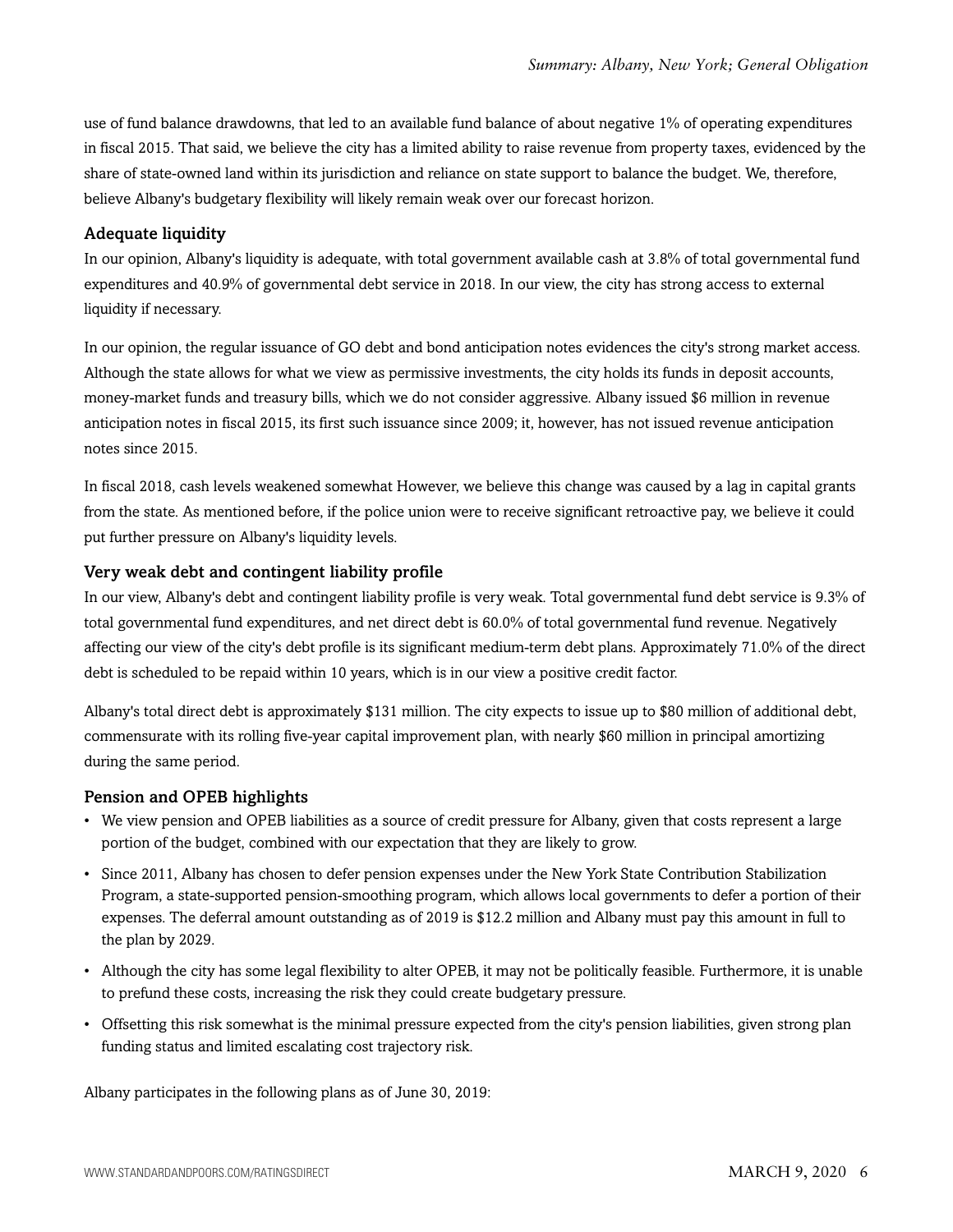use of fund balance drawdowns, that led to an available fund balance of about negative 1% of operating expenditures in fiscal 2015. That said, we believe the city has a limited ability to raise revenue from property taxes, evidenced by the share of state-owned land within its jurisdiction and reliance on state support to balance the budget. We, therefore, believe Albany's budgetary flexibility will likely remain weak over our forecast horizon.

### Adequate liquidity

In our opinion, Albany's liquidity is adequate, with total government available cash at 3.8% of total governmental fund expenditures and 40.9% of governmental debt service in 2018. In our view, the city has strong access to external liquidity if necessary.

In our opinion, the regular issuance of GO debt and bond anticipation notes evidences the city's strong market access. Although the state allows for what we view as permissive investments, the city holds its funds in deposit accounts, money-market funds and treasury bills, which we do not consider aggressive. Albany issued $6 million in revenue anticipation notes in fiscal 2015, its first such issuance since 2009; it, however, has not issued revenue anticipation notes since 2015.

In fiscal 2018, cash levels weakened somewhat However, we believe this change was caused by a lag in capital grants from the state. As mentioned before, if the police union were to receive significant retroactive pay, we believe it could put further pressure on Albany's liquidity levels.

### Very weak debt and contingent liability profile

In our view, Albany's debt and contingent liability profile is very weak. Total governmental fund debt service is 9.3% of total governmental fund expenditures, and net direct debt is 60.0% of total governmental fund revenue. Negatively affecting our view of the city's debt profile is its significant medium-term debt plans. Approximately 71.0% of the direct debt is scheduled to be repaid within 10 years, which is in our view a positive credit factor.

Albany's total direct debt is approximately $131 million. The city expects to issue up to $80 million of additional debt, commensurate with its rolling five-year capital improvement plan, with nearly $60 million in principal amortizing during the same period.

### Pension and OPEB highlights

- We view pension and OPEB liabilities as a source of credit pressure for Albany, given that costs represent a large portion of the budget, combined with our expectation that they are likely to grow.
- Since 2011, Albany has chosen to defer pension expenses under the New York State Contribution Stabilization Program, a state-supported pension-smoothing program, which allows local governments to defer a portion of their expenses. The deferral amount outstanding as of 2019 is $12.2 million and Albany must pay this amount in full to the plan by 2029.
- Although the city has some legal flexibility to alter OPEB, it may not be politically feasible. Furthermore, it is unable to prefund these costs, increasing the risk they could create budgetary pressure.
- Offsetting this risk somewhat is the minimal pressure expected from the city's pension liabilities, given strong plan funding status and limited escalating cost trajectory risk.

Albany participates in the following plans as of June 30, 2019: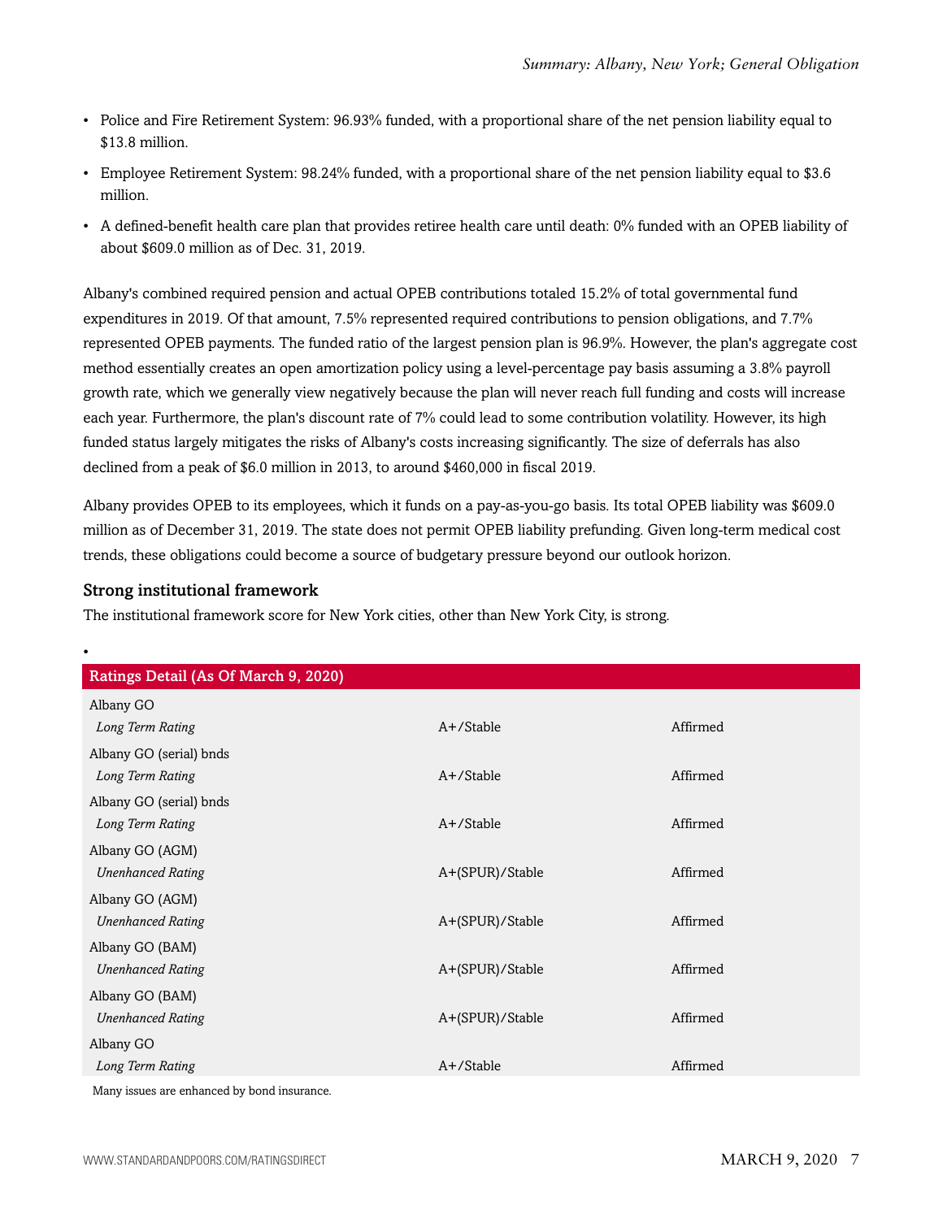- Police and Fire Retirement System: 96.93% funded, with a proportional share of the net pension liability equal to $13.8 million.
- Employee Retirement System: 98.24% funded, with a proportional share of the net pension liability equal to $3.6 million.
- A defined-benefit health care plan that provides retiree health care until death: 0% funded with an OPEB liability of about $609.0 million as of Dec. 31, 2019.

Albany's combined required pension and actual OPEB contributions totaled 15.2% of total governmental fund expenditures in 2019. Of that amount, 7.5% represented required contributions to pension obligations, and 7.7% represented OPEB payments. The funded ratio of the largest pension plan is 96.9%. However, the plan's aggregate cost method essentially creates an open amortization policy using a level-percentage pay basis assuming a 3.8% payroll growth rate, which we generally view negatively because the plan will never reach full funding and costs will increase each year. Furthermore, the plan's discount rate of 7% could lead to some contribution volatility. However, its high funded status largely mitigates the risks of Albany's costs increasing significantly. The size of deferrals has also declined from a peak of $6.0 million in 2013, to around $460,000 in fiscal 2019.

Albany provides OPEB to its employees, which it funds on a pay-as-you-go basis. Its total OPEB liability was $609.0 million as of December 31, 2019. The state does not permit OPEB liability prefunding. Given long-term medical cost trends, these obligations could become a source of budgetary pressure beyond our outlook horizon.

### Strong institutional framework

The institutional framework score for New York cities, other than New York City, is strong.

| Ratings Detail (As Of March 9, 2020) | | |
|---|---|---|
| Albany GO | | |
| *Long Term Rating* | A+/Stable | Affirmed |
| Albany GO (serial) bnds | | |
| *Long Term Rating* | A+/Stable | Affirmed |
| Albany GO (serial) bnds | | |
| *Long Term Rating* | A+/Stable | Affirmed |
| Albany GO (AGM) | | |
| *Unenhanced Rating* | A+(SPUR)/Stable | Affirmed |
| Albany GO (AGM) | | |
| *Unenhanced Rating* | A+(SPUR)/Stable | Affirmed |
| Albany GO (BAM) | | |
| *Unenhanced Rating* | A+(SPUR)/Stable | Affirmed |
| Albany GO (BAM) | | |
| *Unenhanced Rating* | A+(SPUR)/Stable | Affirmed |
| Albany GO | | |
| *Long Term Rating* | A+/Stable | Affirmed |

Many issues are enhanced by bond insurance.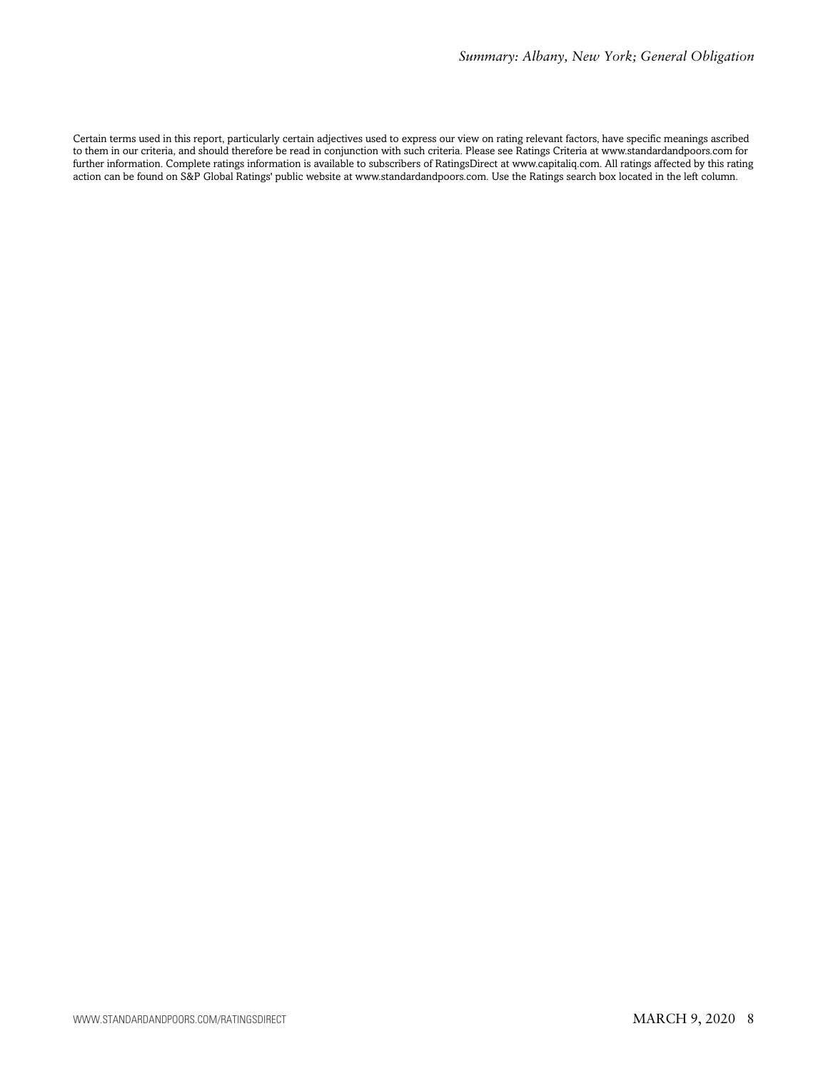Certain terms used in this report, particularly certain adjectives used to express our view on rating relevant factors, have specific meanings ascribed to them in our criteria, and should therefore be read in conjunction with such criteria. Please see Ratings Criteria at www.standardandpoors.com for further information. Complete ratings information is available to subscribers of RatingsDirect at www.capitaliq.com. All ratings affected by this rating action can be found on S&P Global Ratings' public website at www.standardandpoors.com. Use the Ratings search box located in the left column.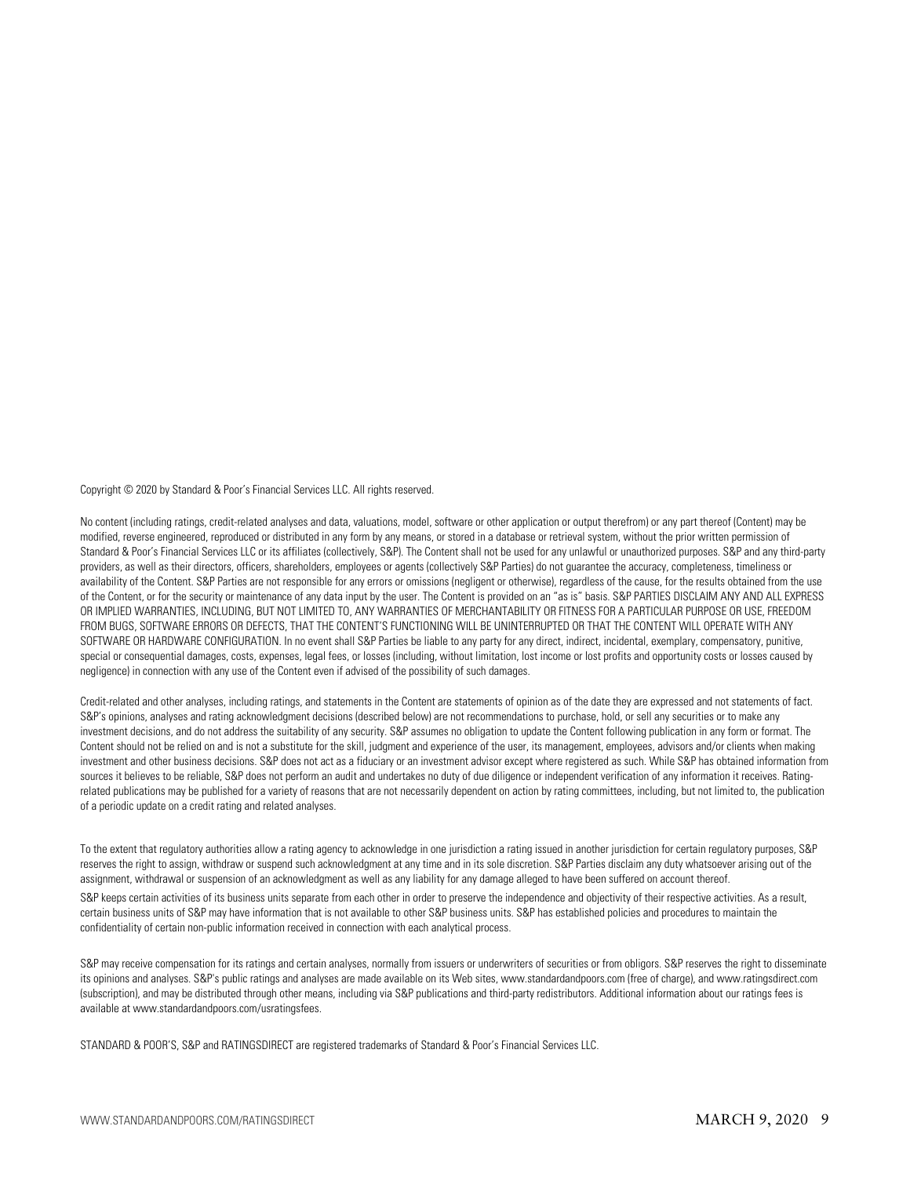Copyright © 2020 by Standard & Poor's Financial Services LLC. All rights reserved.

No content (including ratings, credit-related analyses and data, valuations, model, software or other application or output therefrom) or any part thereof (Content) may be modified, reverse engineered, reproduced or distributed in any form by any means, or stored in a database or retrieval system, without the prior written permission of Standard & Poor's Financial Services LLC or its affiliates (collectively, S&P). The Content shall not be used for any unlawful or unauthorized purposes. S&P and any third-party providers, as well as their directors, officers, shareholders, employees or agents (collectively S&P Parties) do not guarantee the accuracy, completeness, timeliness or availability of the Content. S&P Parties are not responsible for any errors or omissions (negligent or otherwise), regardless of the cause, for the results obtained from the use of the Content, or for the security or maintenance of any data input by the user. The Content is provided on an "as is" basis. S&P PARTIES DISCLAIM ANY AND ALL EXPRESS OR IMPLIED WARRANTIES, INCLUDING, BUT NOT LIMITED TO, ANY WARRANTIES OF MERCHANTABILITY OR FITNESS FOR A PARTICULAR PURPOSE OR USE, FREEDOM FROM BUGS, SOFTWARE ERRORS OR DEFECTS, THAT THE CONTENT'S FUNCTIONING WILL BE UNINTERRUPTED OR THAT THE CONTENT WILL OPERATE WITH ANY SOFTWARE OR HARDWARE CONFIGURATION. In no event shall S&P Parties be liable to any party for any direct, indirect, incidental, exemplary, compensatory, punitive, special or consequential damages, costs, expenses, legal fees, or losses (including, without limitation, lost income or lost profits and opportunity costs or losses caused by negligence) in connection with any use of the Content even if advised of the possibility of such damages.

Credit-related and other analyses, including ratings, and statements in the Content are statements of opinion as of the date they are expressed and not statements of fact. S&P's opinions, analyses and rating acknowledgment decisions (described below) are not recommendations to purchase, hold, or sell any securities or to make any investment decisions, and do not address the suitability of any security. S&P assumes no obligation to update the Content following publication in any form or format. The Content should not be relied on and is not a substitute for the skill, judgment and experience of the user, its management, employees, advisors and/or clients when making investment and other business decisions. S&P does not act as a fiduciary or an investment advisor except where registered as such. While S&P has obtained information from sources it believes to be reliable, S&P does not perform an audit and undertakes no duty of due diligence or independent verification of any information it receives. Rating-related publications may be published for a variety of reasons that are not necessarily dependent on action by rating committees, including, but not limited to, the publication of a periodic update on a credit rating and related analyses.

To the extent that regulatory authorities allow a rating agency to acknowledge in one jurisdiction a rating issued in another jurisdiction for certain regulatory purposes, S&P reserves the right to assign, withdraw or suspend such acknowledgment at any time and in its sole discretion. S&P Parties disclaim any duty whatsoever arising out of the assignment, withdrawal or suspension of an acknowledgment as well as any liability for any damage alleged to have been suffered on account thereof.

S&P keeps certain activities of its business units separate from each other in order to preserve the independence and objectivity of their respective activities. As a result, certain business units of S&P may have information that is not available to other S&P business units. S&P has established policies and procedures to maintain the confidentiality of certain non-public information received in connection with each analytical process.

S&P may receive compensation for its ratings and certain analyses, normally from issuers or underwriters of securities or from obligors. S&P reserves the right to disseminate its opinions and analyses. S&P's public ratings and analyses are made available on its Web sites, www.standardandpoors.com (free of charge), and www.ratingsdirect.com (subscription), and may be distributed through other means, including via S&P publications and third-party redistributors. Additional information about our ratings fees is available at www.standardandpoors.com/usratingsfees.

STANDARD & POOR'S, S&P and RATINGSDIRECT are registered trademarks of Standard & Poor's Financial Services LLC.